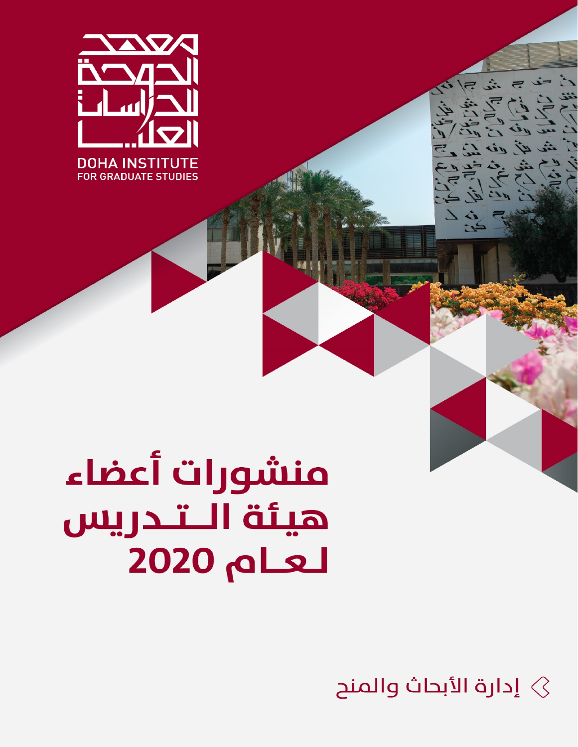معهد الدوحة للدراسات العليا

DOHA INSTITUTE
FOR GRADUATE STUDIES

# منشورات أعضاء هيئة التدريس لعام 2020

إدارة الأبحاث والمنح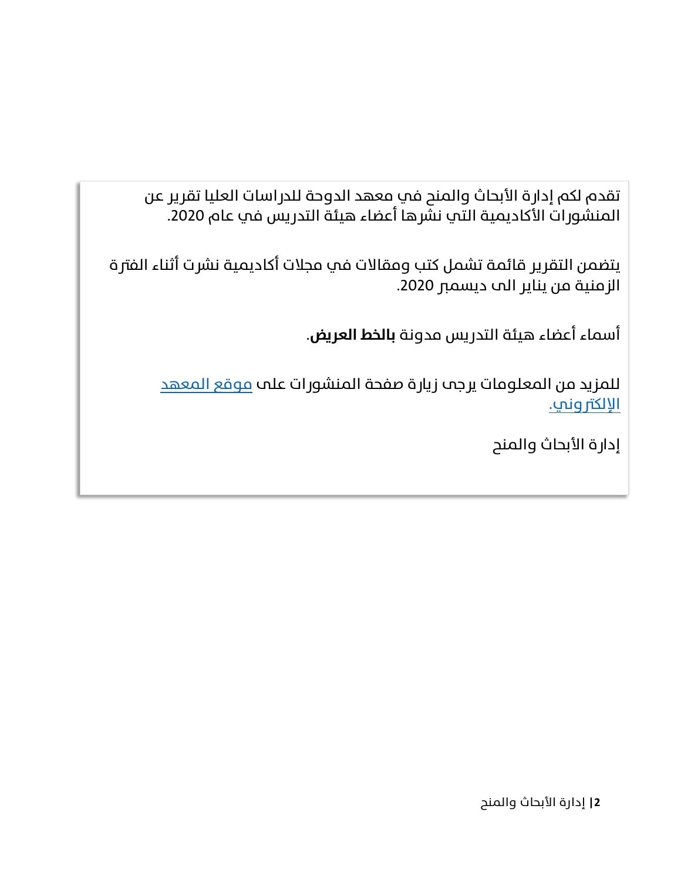تقدم لكم إدارة الأبحاث والمنح في معهد الدوحة للدراسات العليا تقرير عن المنشورات الأكاديمية التي نشرها أعضاء هيئة التدريس في عام 2020.

يتضمن التقرير قائمة تشمل كتب ومقالات في مجلات أكاديمية نشرت أثناء الفترة الزمنية من يناير الى ديسمبر 2020.

أسماء أعضاء هيئة التدريس مدونة **بالخط العريض**.

للمزيد من المعلومات يرجى زيارة صفحة المنشورات على موقع المعهد الإلكتروني.

إدارة الأبحاث والمنح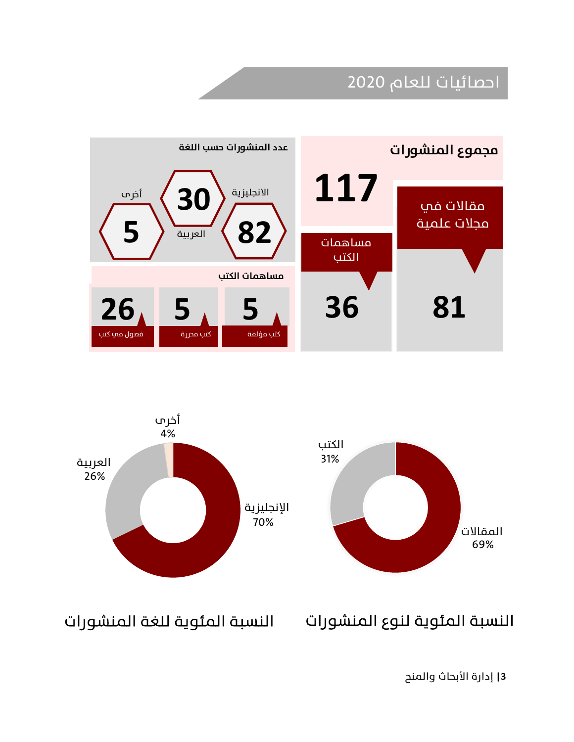# احصائيات للعام 2020

## مجموع المنشورات

**117**

| مقالات في مجلات علمية | مساهمات الكتب |
|---|---|
| 81 | 36 |

### عدد المنشورات حسب اللغة

| الانجليزية | العربية | أخرى |
|---|---|---|
| 82 | 30 | 5 |

### مساهمات الكتب

| كتب مؤلفة | كتب محررة | فصول في كتب |
|---|---|---|
| 5 | 5 | 26 |

## النسبة المئوية لنوع المنشورات

- المقالات 69%
- الكتب 31%

## النسبة المئوية للغة المنشورات

- الإنجليزية 70%
- العربية 26%
- أخرى 4%

إدارة الأبحاث والمنح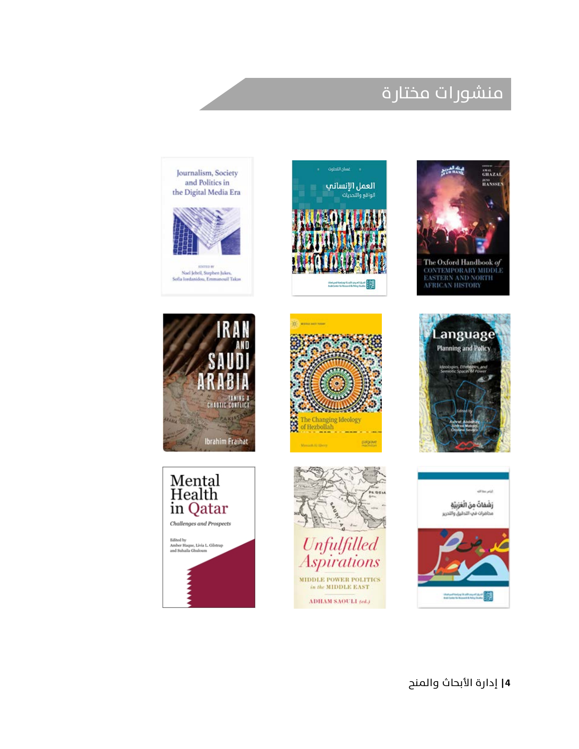# منشورات مختارة

Journalism, Society and Politics in the Digital Media Era

Edited by Nael Jebril, Stephen Jukes, Sofia Iordanidou, Emmanouil Takas

غسان الكحلوت

العمل الإنساني

الواقع والتحديات

المركز العربي للأبحاث ودراسة السياسات

The Oxford Handbook of Contemporary Middle Eastern and North African History

Edited by Amal Ghazal, Jens Hanssen

Iran and Saudi Arabia

Taming a Chaotic Conflict

Ibrahim Fraihat

The Changing Ideology of Hezbollah

Joseph Alagha

palgrave macmillan

Language Planning and Policy

Ideologies, Ethnicities, and Semiotic Spaces of Power

Edited by Ashraf Abdelhay, Sinfree Makoni, Cristine Severo

Mental Health in Qatar

Challenges and Prospects

Edited by Amber Haque, Livia L. Gilstrap and Suhaila Ghuloum

Unfulfilled Aspirations

Middle Power Politics in the Middle East

Adham Saouli (ed.)

رشفات من العربية

محاضرات في التدقيق والتحرير

المركز العربي للأبحاث ودراسة السياسات

|4 إدارة الأبحاث والمنح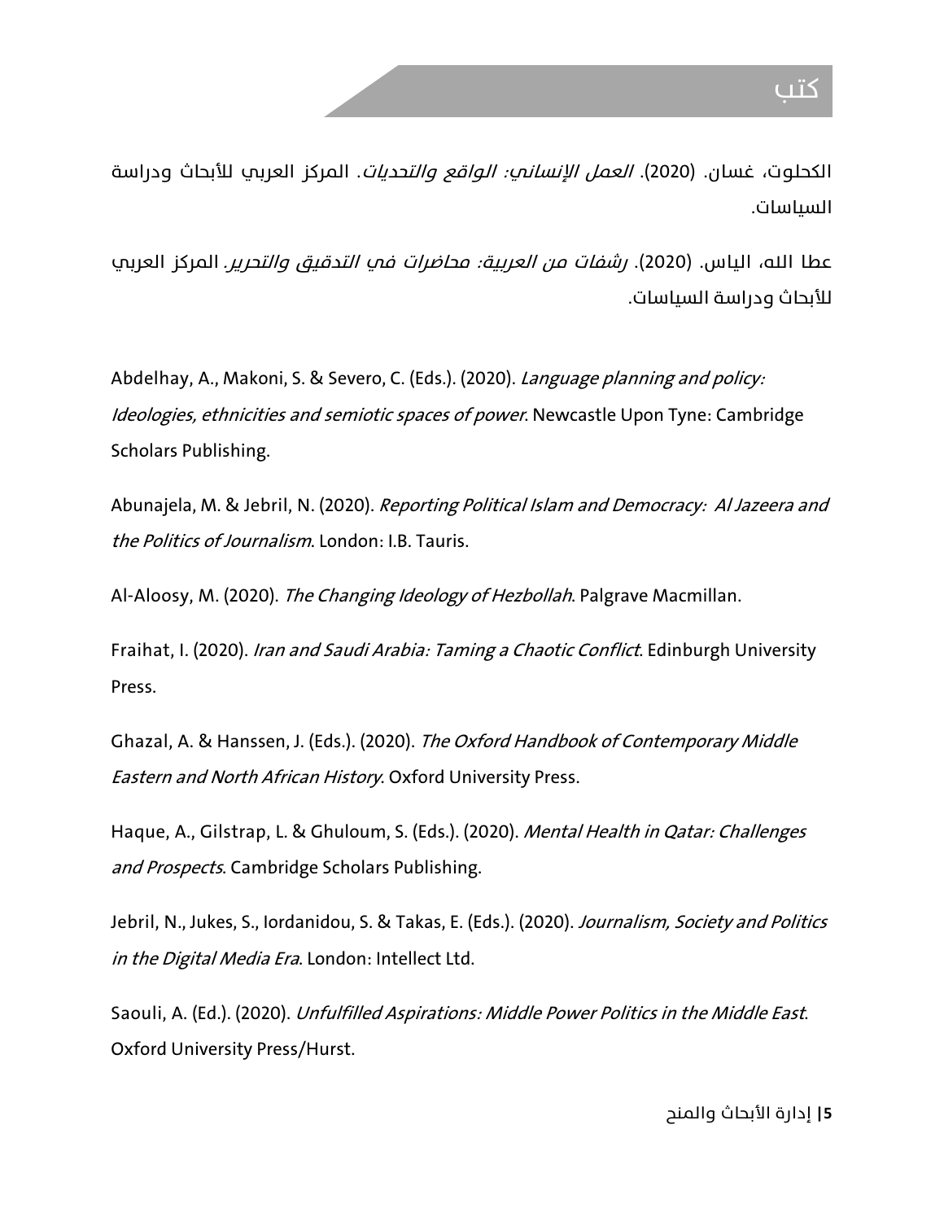## كتب

الكحلوت، غسان. (2020). *العمل الإنساني: الواقع والتحديات*. المركز العربي للأبحاث ودراسة السياسات.

عطا الله، الياس. (2020). *رشفات من العربية: محاضرات في التدقيق والتحرير*. المركز العربي للأبحاث ودراسة السياسات.

Abdelhay, A., Makoni, S. & Severo, C. (Eds.). (2020). *Language planning and policy: Ideologies, ethnicities and semiotic spaces of power*. Newcastle Upon Tyne: Cambridge Scholars Publishing.

Abunajela, M. & Jebril, N. (2020). *Reporting Political Islam and Democracy: Al Jazeera and the Politics of Journalism*. London: I.B. Tauris.

Al-Aloosy, M. (2020). *The Changing Ideology of Hezbollah*. Palgrave Macmillan.

Fraihat, I. (2020). *Iran and Saudi Arabia: Taming a Chaotic Conflict*. Edinburgh University Press.

Ghazal, A. & Hanssen, J. (Eds.). (2020). *The Oxford Handbook of Contemporary Middle Eastern and North African History*. Oxford University Press.

Haque, A., Gilstrap, L. & Ghuloum, S. (Eds.). (2020). *Mental Health in Qatar: Challenges and Prospects*. Cambridge Scholars Publishing.

Jebril, N., Jukes, S., Iordanidou, S. & Takas, E. (Eds.). (2020). *Journalism, Society and Politics in the Digital Media Era*. London: Intellect Ltd.

Saouli, A. (Ed.). (2020). *Unfulfilled Aspirations: Middle Power Politics in the Middle East*. Oxford University Press/Hurst.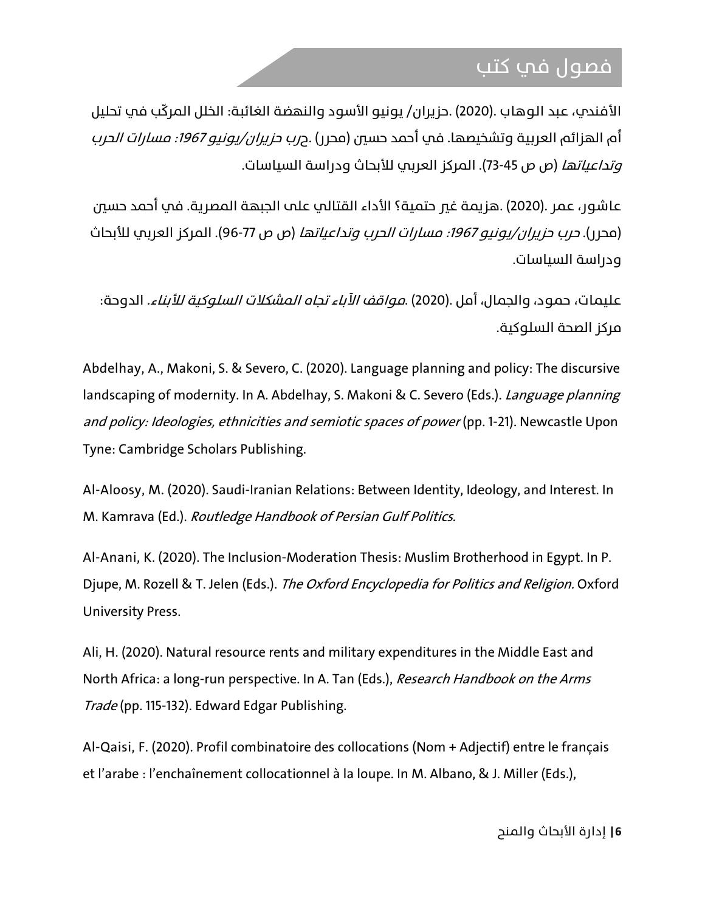## فصول في كتب

الأفندي، عبد الوهاب .(2020) .حزيران/ يونيو الأسود والنهضة الغائبة: الخلل المركّب في تحليل أم الهزائم العربية وتشخيصها. في أحمد حسين (محرر) .*حرب حزيران/يونيو 1967: مسارات الحرب وتداعياتها* (ص ص 45-73). المركز العربي للأبحاث ودراسة السياسات.

عاشور، عمر .(2020) .هزيمة غير حتمية؟ الأداء القتالي على الجبهة المصرية. في أحمد حسين (محرر). *حرب حزيران/يونيو 1967: مسارات الحرب وتداعياتها* (ص ص 77-96). المركز العربي للأبحاث ودراسة السياسات.

عليمات، حمود، والجمال، أمل .(2020) .*مواقف الآباء تجاه المشكلات السلوكية للأبناء*. الدوحة: مركز الصحة السلوكية.

Abdelhay, A., Makoni, S. & Severo, C. (2020). Language planning and policy: The discursive landscaping of modernity. In A. Abdelhay, S. Makoni & C. Severo (Eds.). *Language planning and policy: Ideologies, ethnicities and semiotic spaces of power* (pp. 1-21). Newcastle Upon Tyne: Cambridge Scholars Publishing.

Al-Aloosy, M. (2020). Saudi-Iranian Relations: Between Identity, Ideology, and Interest. In M. Kamrava (Ed.). *Routledge Handbook of Persian Gulf Politics*.

Al-Anani, K. (2020). The Inclusion-Moderation Thesis: Muslim Brotherhood in Egypt. In P. Djupe, M. Rozell & T. Jelen (Eds.). *The Oxford Encyclopedia for Politics and Religion.* Oxford University Press.

Ali, H. (2020). Natural resource rents and military expenditures in the Middle East and North Africa: a long-run perspective. In A. Tan (Eds.), *Research Handbook on the Arms Trade* (pp. 115-132). Edward Edgar Publishing.

Al-Qaisi, F. (2020). Profil combinatoire des collocations (Nom + Adjectif) entre le français et l'arabe : l'enchaînement collocationnel à la loupe. In M. Albano, & J. Miller (Eds.),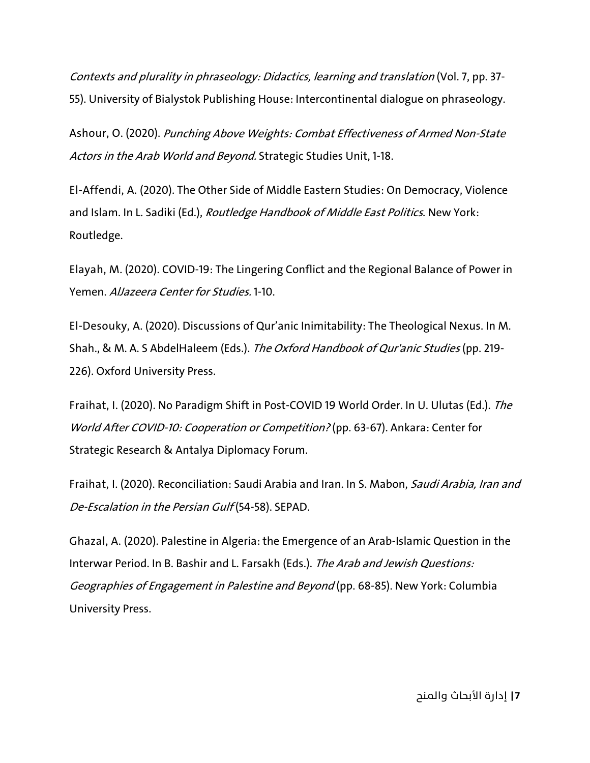*Contexts and plurality in phraseology: Didactics, learning and translation* (Vol. 7, pp. 37-55). University of Bialystok Publishing House: Intercontinental dialogue on phraseology.

Ashour, O. (2020). *Punching Above Weights: Combat Effectiveness of Armed Non-State Actors in the Arab World and Beyond.* Strategic Studies Unit, 1-18.

El-Affendi, A. (2020). The Other Side of Middle Eastern Studies: On Democracy, Violence and Islam. In L. Sadiki (Ed.), *Routledge Handbook of Middle East Politics*. New York: Routledge.

Elayah, M. (2020). COVID-19: The Lingering Conflict and the Regional Balance of Power in Yemen. *AlJazeera Center for Studies.* 1-10.

El-Desouky, A. (2020). Discussions of Qur'anic Inimitability: The Theological Nexus. In M. Shah., & M. A. S AbdelHaleem (Eds.). *The Oxford Handbook of Qur'anic Studies* (pp. 219-226). Oxford University Press.

Fraihat, I. (2020). No Paradigm Shift in Post-COVID 19 World Order. In U. Ulutas (Ed.). *The World After COVID-10: Cooperation or Competition?* (pp. 63-67). Ankara: Center for Strategic Research & Antalya Diplomacy Forum.

Fraihat, I. (2020). Reconciliation: Saudi Arabia and Iran. In S. Mabon, *Saudi Arabia, Iran and De-Escalation in the Persian Gulf* (54-58). SEPAD.

Ghazal, A. (2020). Palestine in Algeria: the Emergence of an Arab-Islamic Question in the Interwar Period. In B. Bashir and L. Farsakh (Eds.). *The Arab and Jewish Questions: Geographies of Engagement in Palestine and Beyond* (pp. 68-85). New York: Columbia University Press.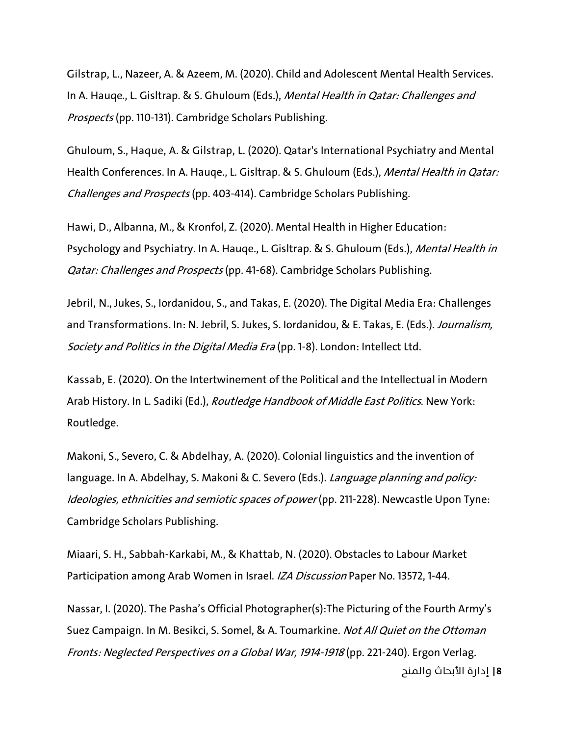Gilstrap, L., Nazeer, A. & Azeem, M. (2020). Child and Adolescent Mental Health Services. In A. Hauqe., L. Gisltrap. & S. Ghuloum (Eds.), *Mental Health in Qatar: Challenges and Prospects* (pp. 110-131). Cambridge Scholars Publishing.

Ghuloum, S., Haque, A. & Gilstrap, L. (2020). Qatar's International Psychiatry and Mental Health Conferences. In A. Hauqe., L. Gisltrap. & S. Ghuloum (Eds.), *Mental Health in Qatar: Challenges and Prospects* (pp. 403-414). Cambridge Scholars Publishing.

Hawi, D., Albanna, M., & Kronfol, Z. (2020). Mental Health in Higher Education: Psychology and Psychiatry. In A. Hauqe., L. Gisltrap. & S. Ghuloum (Eds.), *Mental Health in Qatar: Challenges and Prospects* (pp. 41-68). Cambridge Scholars Publishing.

Jebril, N., Jukes, S., Iordanidou, S., and Takas, E. (2020). The Digital Media Era: Challenges and Transformations. In: N. Jebril, S. Jukes, S. Iordanidou, & E. Takas, E. (Eds.). *Journalism, Society and Politics in the Digital Media Era* (pp. 1-8). London: Intellect Ltd.

Kassab, E. (2020). On the Intertwinement of the Political and the Intellectual in Modern Arab History. In L. Sadiki (Ed.), *Routledge Handbook of Middle East Politics*. New York: Routledge.

Makoni, S., Severo, C. & Abdelhay, A. (2020). Colonial linguistics and the invention of language. In A. Abdelhay, S. Makoni & C. Severo (Eds.). *Language planning and policy: Ideologies, ethnicities and semiotic spaces of power* (pp. 211-228). Newcastle Upon Tyne: Cambridge Scholars Publishing.

Miaari, S. H., Sabbah-Karkabi, M., & Khattab, N. (2020). Obstacles to Labour Market Participation among Arab Women in Israel. *IZA Discussion* Paper No. 13572, 1-44.

Nassar, I. (2020). The Pasha's Official Photographer(s):The Picturing of the Fourth Army's Suez Campaign. In M. Besikci, S. Somel, & A. Toumarkine. *Not All Quiet on the Ottoman Fronts: Neglected Perspectives on a Global War, 1914-1918* (pp. 221-240). Ergon Verlag.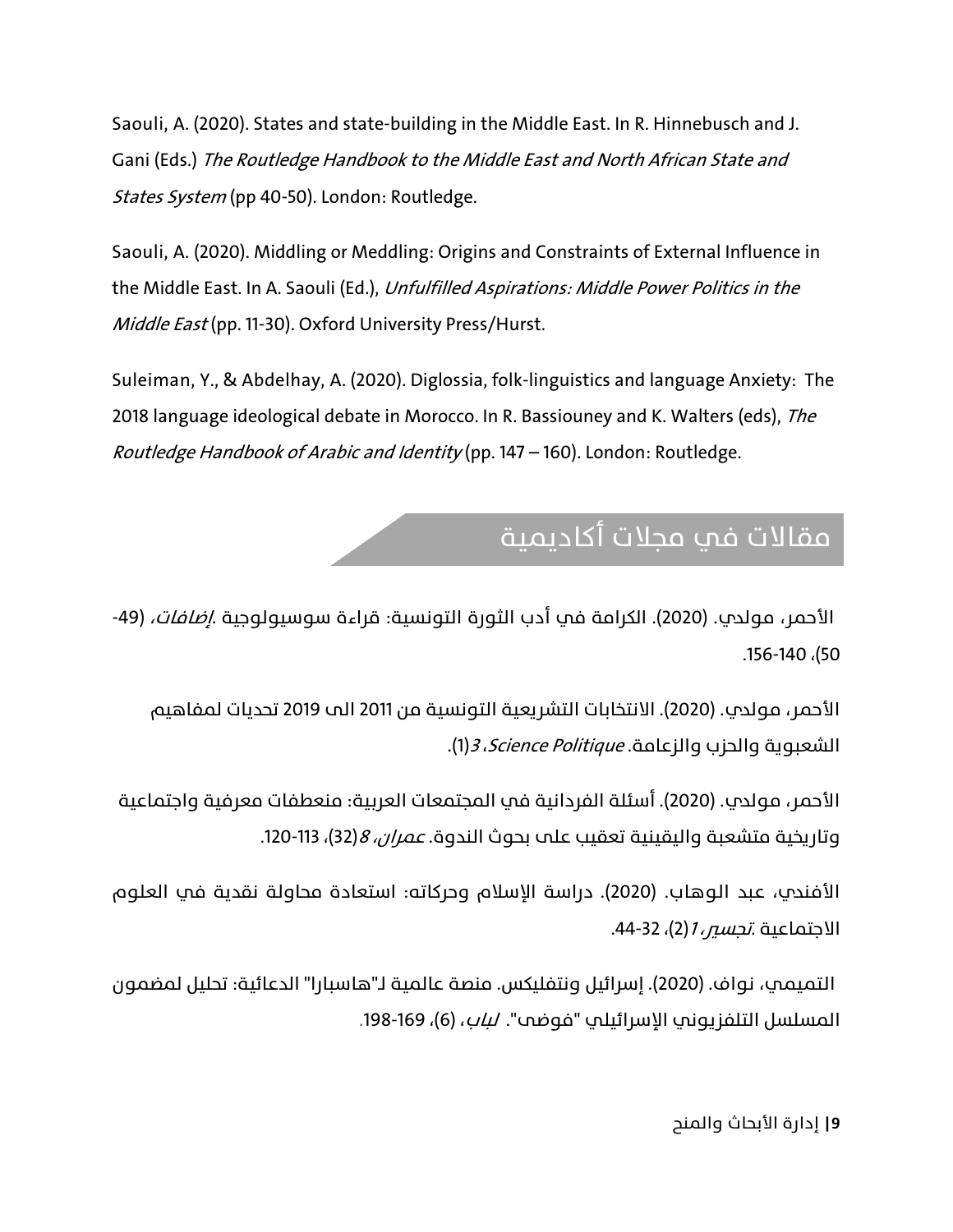Saouli, A. (2020). States and state-building in the Middle East. In R. Hinnebusch and J. Gani (Eds.) *The Routledge Handbook to the Middle East and North African State and States System* (pp 40-50). London: Routledge.

Saouli, A. (2020). Middling or Meddling: Origins and Constraints of External Influence in the Middle East. In A. Saouli (Ed.), *Unfulfilled Aspirations: Middle Power Politics in the Middle East* (pp. 11-30). Oxford University Press/Hurst.

Suleiman, Y., & Abdelhay, A. (2020). Diglossia, folk-linguistics and language Anxiety: The 2018 language ideological debate in Morocco. In R. Bassiouney and K. Walters (eds), *The Routledge Handbook of Arabic and Identity* (pp. 147 – 160). London: Routledge.

## مقالات في مجلات أكاديمية

الأحمر، مولدي. (2020). الكرامة في أدب الثورة التونسية: قراءة سوسيولوجية .*إضافات*، (49-50)، 140-156.

الأحمر، مولدي. (2020). الانتخابات التشريعية التونسية من 2011 الى 2019 تحديات لمفاهيم الشعبوية والحزب والزعامة. *Science Politique*، *3*(1).

الأحمر، مولدي. (2020). أسئلة الفردانية في المجتمعات العربية: منعطفات معرفية واجتماعية وتاريخية متشعبة واليقينية تعقيب على بحوث الندوة. *عمران*، *8*(32)، 113-120.

الأفندي، عبد الوهاب. (2020). دراسة الإسلام وحركاته: استعادة محاولة نقدية في العلوم الاجتماعية .*تجسير*، *1*(2)، 32-44.

التميمي، نواف. (2020). إسرائيل ونتفليكس. منصة عالمية لـ"هاسبارا" الدعائية: تحليل لمضمون المسلسل التلفزيوني الإسرائيلي "فوضى". *لباب*، (6)، 169-198.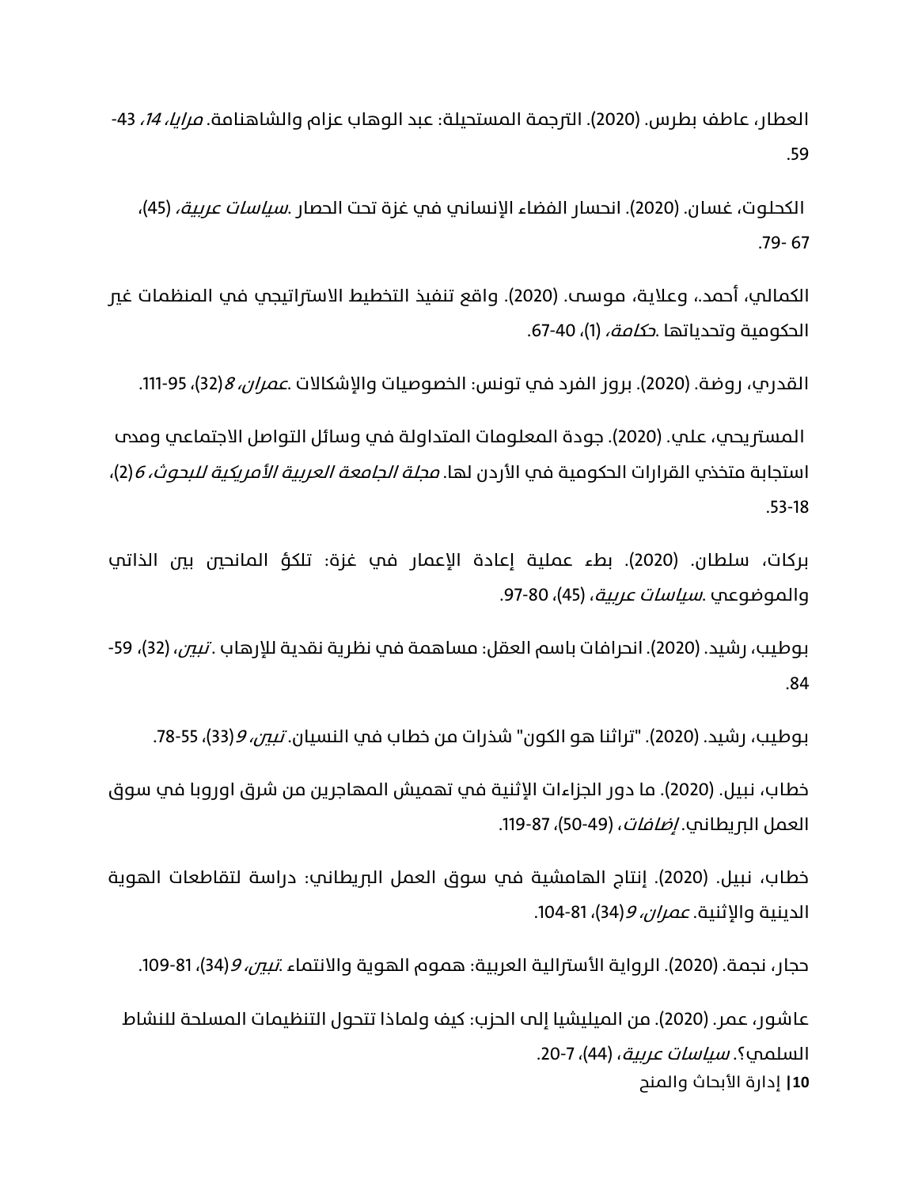العطار، عاطف بطرس. (2020). الترجمة المستحيلة: عبد الوهاب عزام والشاهنامة. *مرايا، 14*، 43-59.

الكحلوت، غسان. (2020). انحسار الفضاء الإنساني في غزة تحت الحصار .*سياسات عربية*، (45)، 67 -79.

الكمالي، أحمد.، وعلاية، موسى. (2020). واقع تنفيذ التخطيط الاستراتيجي في المنظمات غير الحكومية وتحدياتها .*حكامة*، (1)، 40-67.

القدري، روضة. (2020). بروز الفرد في تونس: الخصوصيات والإشكالات .*عمران، 8*(32)، 95-111.

المستريحي، علي. (2020). جودة المعلومات المتداولة في وسائل التواصل الاجتماعي ومدى استجابة متخذي القرارات الحكومية في الأردن لها. *مجلة الجامعة العربية الأمريكية للبحوث، 6*(2)، 18-53.

بركات، سلطان. (2020). بطء عملية إعادة الإعمار في غزة: تلكؤ المانحين بين الذاتي والموضوعي .*سياسات عربية*، (45)، 80-97.

بوطيب، رشيد. (2020). انحرافات باسم العقل: مساهمة في نظرية نقدية للإرهاب .*تبين*، (32)، 59-84.

بوطيب، رشيد. (2020). "تراثنا هو الكون" شذرات من خطاب في النسيان. *تبين، 9*(33)، 55-78.

خطاب، نبيل. (2020). ما دور الجزاءات الإثنية في تهميش المهاجرين من شرق اوروبا في سوق العمل البريطاني. *إضافات*، (49-50)، 87-119.

خطاب، نبيل. (2020). إنتاج الهامشية في سوق العمل البريطاني: دراسة لتقاطعات الهوية الدينية والإثنية. *عمران، 9*(34)، 81-104.

حجار، نجمة. (2020). الرواية الأسترالية العربية: هموم الهوية والانتماء .*تبين، 9*(34)، 81-109.

عاشور، عمر. (2020). من الميليشيا إلى الحزب: كيف ولماذا تتحول التنظيمات المسلحة للنشاط السلمي؟. *سياسات عربية*، (44)، 7-20.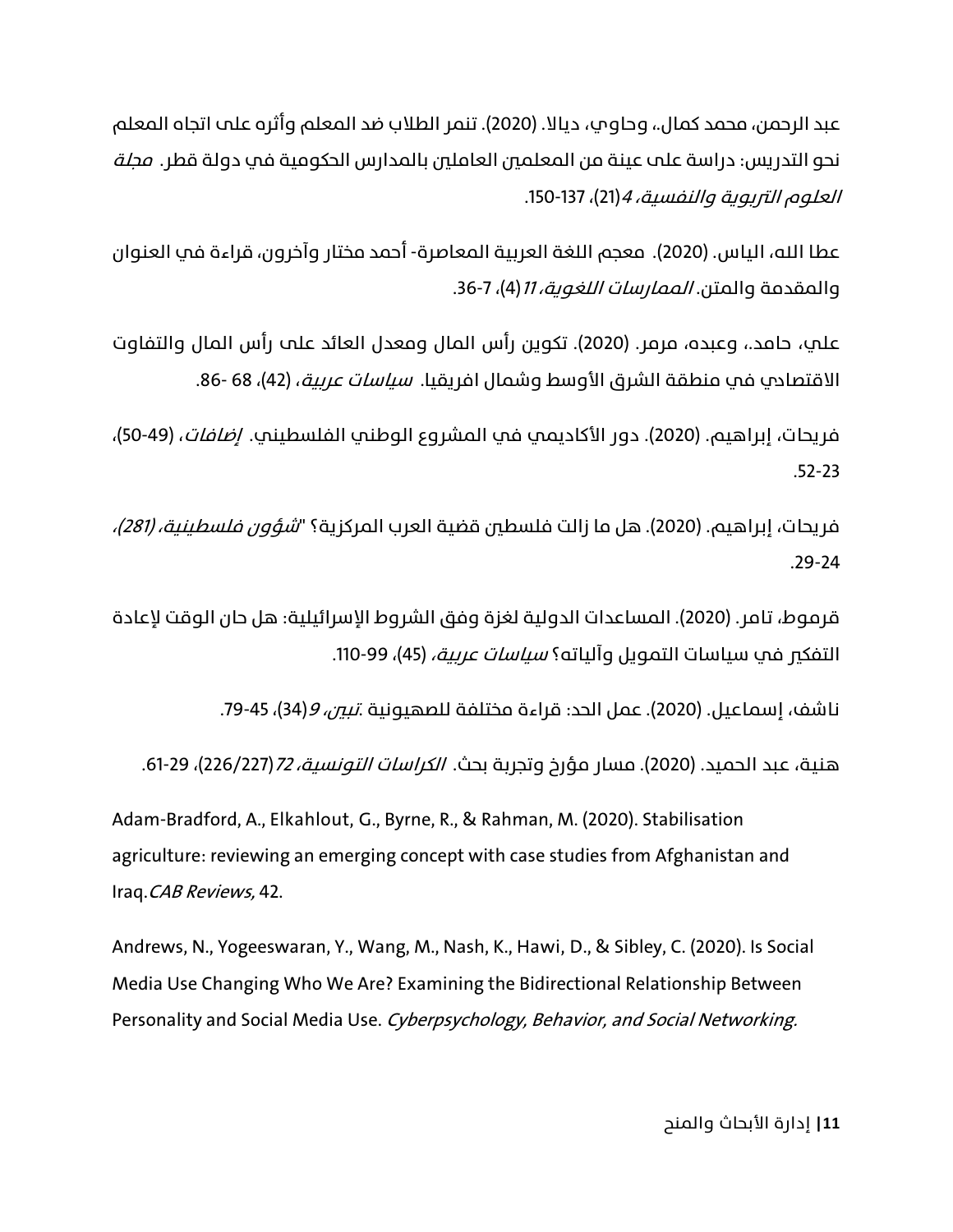عبد الرحمن، محمد كمال.، وحاوي، ديالا. (2020). تنمر الطلاب ضد المعلم وأثره على اتجاه المعلم نحو التدريس: دراسة على عينة من المعلمين العاملين بالمدارس الحكومية في دولة قطر. *مجلة العلوم التربوية والنفسية، 4*(21)، 137-150.

عطا الله، الياس. (2020). معجم اللغة العربية المعاصرة- أحمد مختار وآخرون، قراءة في العنوان والمقدمة والمتن. *الممارسات اللغوية، 11*(4)، 7-36.

علي، حامد.، وعبده، مرمر. (2020). تكوين رأس المال ومعدل العائد على رأس المال والتفاوت الاقتصادي في منطقة الشرق الأوسط وشمال افريقيا. *سياسات عربية*، (42)، 68 -86.

فريحات، إبراهيم. (2020). دور الأكاديمي في المشروع الوطني الفلسطيني. *إضافات*، (49-50)، 23-52.

فريحات، إبراهيم. (2020). هل ما زالت فلسطين قضية العرب المركزية؟ "*شؤون فلسطينية، (281)*، 24-29.

قرموط، تامر. (2020). المساعدات الدولية لغزة وفق الشروط الإسرائيلية: هل حان الوقت لإعادة التفكير في سياسات التمويل وآلياته؟ *سياسات عربية*، (45)، 99-110.

ناشف، إسماعيل. (2020). عمل الحد: قراءة مختلفة للصهيونية .*تبين، 9*(34)، 45-79.

هنية، عبد الحميد. (2020). مسار مؤرخ وتجربة بحث. *الكراسات التونسية، 72*(226/227)، 29-61.

Adam-Bradford, A., Elkahlout, G., Byrne, R., & Rahman, M. (2020). Stabilisation agriculture: reviewing an emerging concept with case studies from Afghanistan and Iraq.*CAB Reviews,* 42.

Andrews, N., Yogeeswaran, Y., Wang, M., Nash, K., Hawi, D., & Sibley, C. (2020). Is Social Media Use Changing Who We Are? Examining the Bidirectional Relationship Between Personality and Social Media Use. *Cyberpsychology, Behavior, and Social Networking.*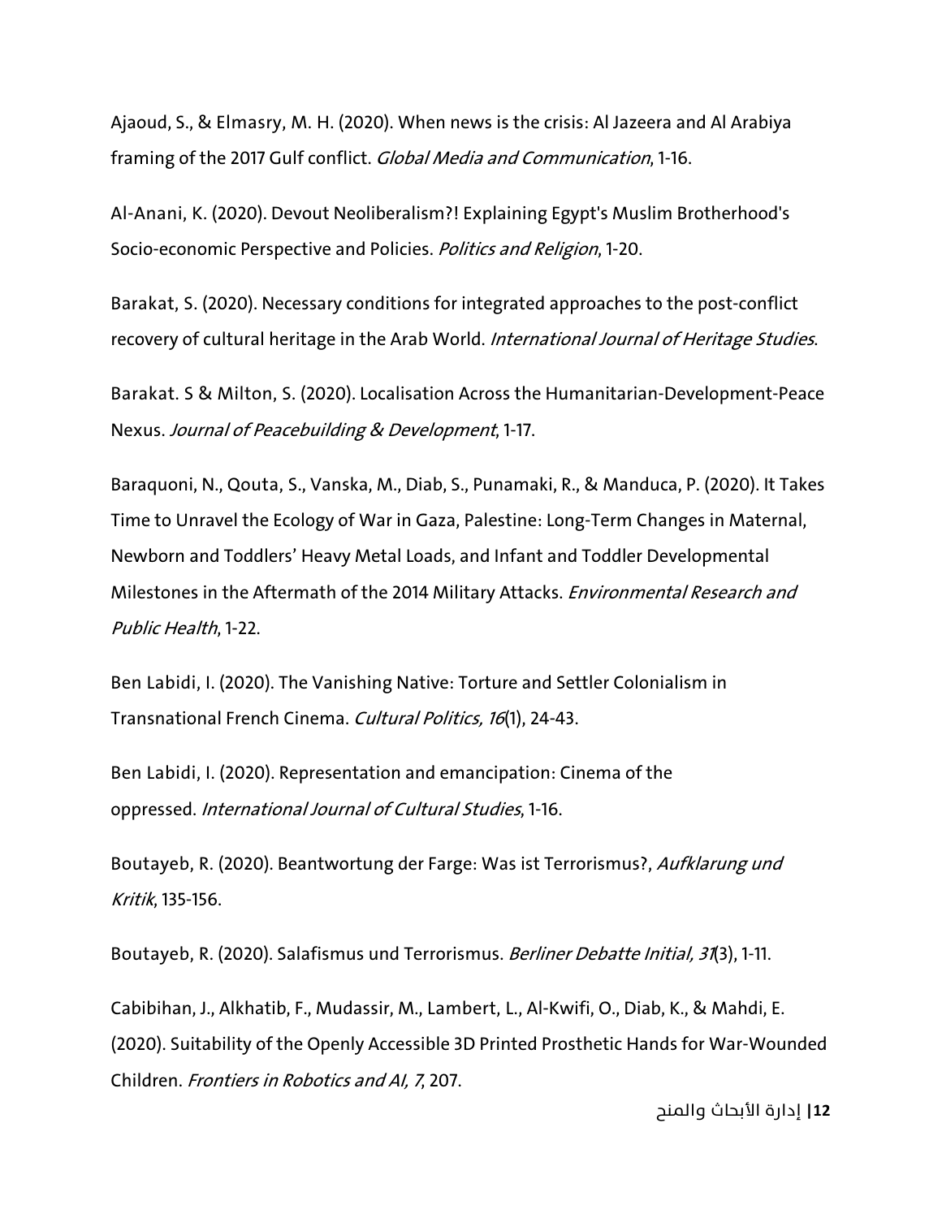Ajaoud, S., & Elmasry, M. H. (2020). When news is the crisis: Al Jazeera and Al Arabiya framing of the 2017 Gulf conflict. *Global Media and Communication*, 1-16.

Al-Anani, K. (2020). Devout Neoliberalism?! Explaining Egypt's Muslim Brotherhood's Socio-economic Perspective and Policies. *Politics and Religion*, 1-20.

Barakat, S. (2020). Necessary conditions for integrated approaches to the post-conflict recovery of cultural heritage in the Arab World. *International Journal of Heritage Studies*.

Barakat. S & Milton, S. (2020). Localisation Across the Humanitarian-Development-Peace Nexus. *Journal of Peacebuilding & Development*, 1-17.

Baraquoni, N., Qouta, S., Vanska, M., Diab, S., Punamaki, R., & Manduca, P. (2020). It Takes Time to Unravel the Ecology of War in Gaza, Palestine: Long-Term Changes in Maternal, Newborn and Toddlers' Heavy Metal Loads, and Infant and Toddler Developmental Milestones in the Aftermath of the 2014 Military Attacks. *Environmental Research and Public Health*, 1-22.

Ben Labidi, I. (2020). The Vanishing Native: Torture and Settler Colonialism in Transnational French Cinema. *Cultural Politics, 16*(1), 24-43.

Ben Labidi, I. (2020). Representation and emancipation: Cinema of the oppressed. *International Journal of Cultural Studies*, 1-16.

Boutayeb, R. (2020). Beantwortung der Farge: Was ist Terrorismus?, *Aufklarung und Kritik*, 135-156.

Boutayeb, R. (2020). Salafismus und Terrorismus. *Berliner Debatte Initial, 31*(3), 1-11.

Cabibihan, J., Alkhatib, F., Mudassir, M., Lambert, L., Al-Kwifi, O., Diab, K., & Mahdi, E. (2020). Suitability of the Openly Accessible 3D Printed Prosthetic Hands for War-Wounded Children. *Frontiers in Robotics and AI, 7*, 207.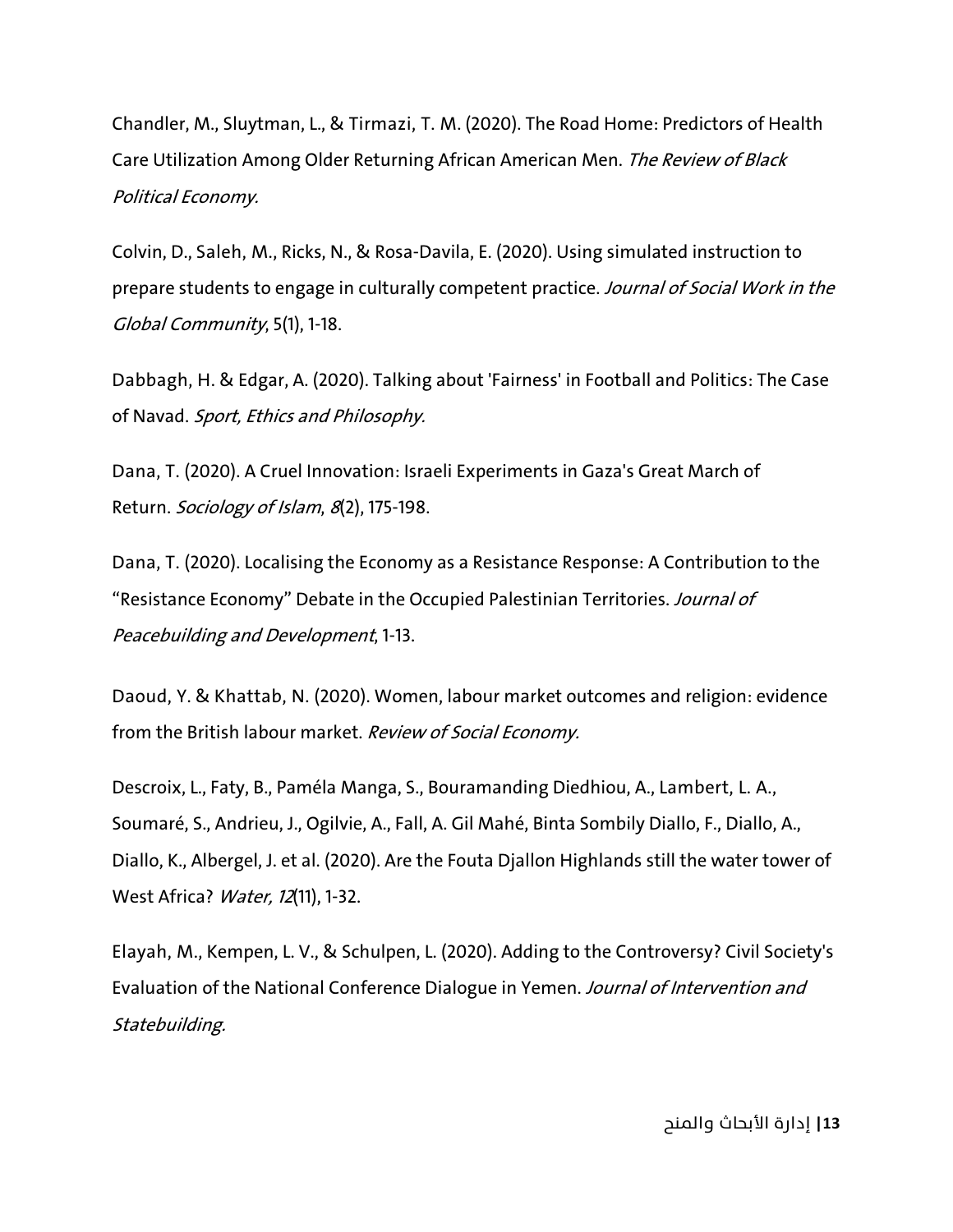Chandler, M., Sluytman, L., & Tirmazi, T. M. (2020). The Road Home: Predictors of Health Care Utilization Among Older Returning African American Men. *The Review of Black Political Economy.*

Colvin, D., Saleh, M., Ricks, N., & Rosa-Davila, E. (2020). Using simulated instruction to prepare students to engage in culturally competent practice. *Journal of Social Work in the Global Community*, 5(1), 1-18.

Dabbagh, H. & Edgar, A. (2020). Talking about 'Fairness' in Football and Politics: The Case of Navad. *Sport, Ethics and Philosophy.*

Dana, T. (2020). A Cruel Innovation: Israeli Experiments in Gaza's Great March of Return. *Sociology of Islam*, *8*(2), 175-198.

Dana, T. (2020). Localising the Economy as a Resistance Response: A Contribution to the "Resistance Economy" Debate in the Occupied Palestinian Territories. *Journal of Peacebuilding and Development*, 1-13.

Daoud, Y. & Khattab, N. (2020). Women, labour market outcomes and religion: evidence from the British labour market. *Review of Social Economy.*

Descroix, L., Faty, B., Paméla Manga, S., Bouramanding Diedhiou, A., Lambert, L. A., Soumaré, S., Andrieu, J., Ogilvie, A., Fall, A. Gil Mahé, Binta Sombily Diallo, F., Diallo, A., Diallo, K., Albergel, J. et al. (2020). Are the Fouta Djallon Highlands still the water tower of West Africa? *Water, 12*(11), 1-32.

Elayah, M., Kempen, L. V., & Schulpen, L. (2020). Adding to the Controversy? Civil Society's Evaluation of the National Conference Dialogue in Yemen. *Journal of Intervention and Statebuilding.*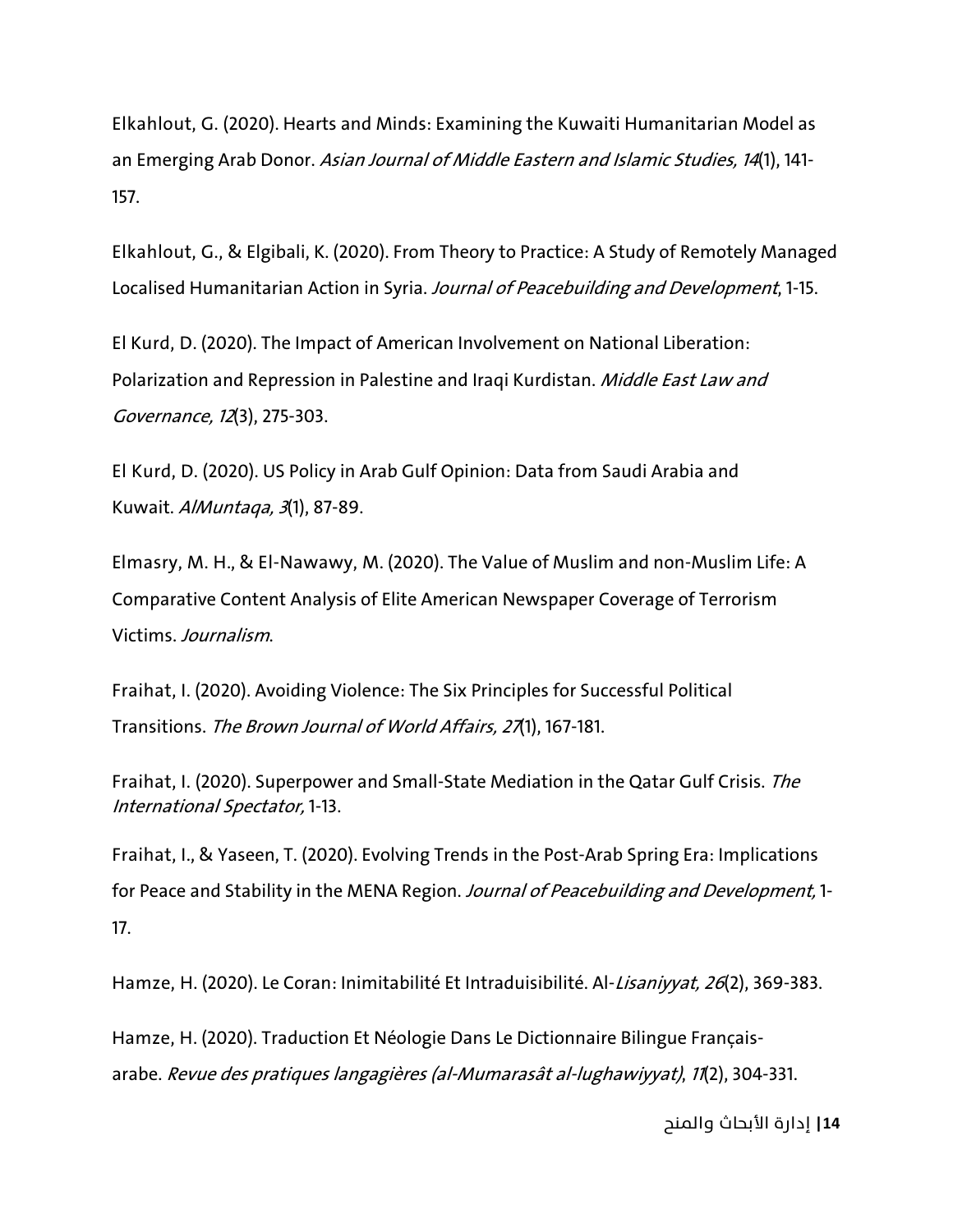Elkahlout, G. (2020). Hearts and Minds: Examining the Kuwaiti Humanitarian Model as an Emerging Arab Donor. *Asian Journal of Middle Eastern and Islamic Studies, 14*(1), 141-157.

Elkahlout, G., & Elgibali, K. (2020). From Theory to Practice: A Study of Remotely Managed Localised Humanitarian Action in Syria. *Journal of Peacebuilding and Development*, 1-15.

El Kurd, D. (2020). The Impact of American Involvement on National Liberation: Polarization and Repression in Palestine and Iraqi Kurdistan. *Middle East Law and Governance, 12*(3), 275-303.

El Kurd, D. (2020). US Policy in Arab Gulf Opinion: Data from Saudi Arabia and Kuwait. *AlMuntaqa, 3*(1), 87-89.

Elmasry, M. H., & El-Nawawy, M. (2020). The Value of Muslim and non-Muslim Life: A Comparative Content Analysis of Elite American Newspaper Coverage of Terrorism Victims. *Journalism*.

Fraihat, I. (2020). Avoiding Violence: The Six Principles for Successful Political Transitions. *The Brown Journal of World Affairs, 27*(1), 167-181.

Fraihat, I. (2020). Superpower and Small-State Mediation in the Qatar Gulf Crisis. *The International Spectator,* 1-13.

Fraihat, I., & Yaseen, T. (2020). Evolving Trends in the Post-Arab Spring Era: Implications for Peace and Stability in the MENA Region. *Journal of Peacebuilding and Development,* 1-17.

Hamze, H. (2020). Le Coran: Inimitabilité Et Intraduisibilité. Al-*Lisaniyyat, 26*(2), 369-383.

Hamze, H. (2020). Traduction Et Néologie Dans Le Dictionnaire Bilingue Français-arabe. *Revue des pratiques langagières (al-Mumarasât al-lughawiyyat)*, *11*(2), 304-331.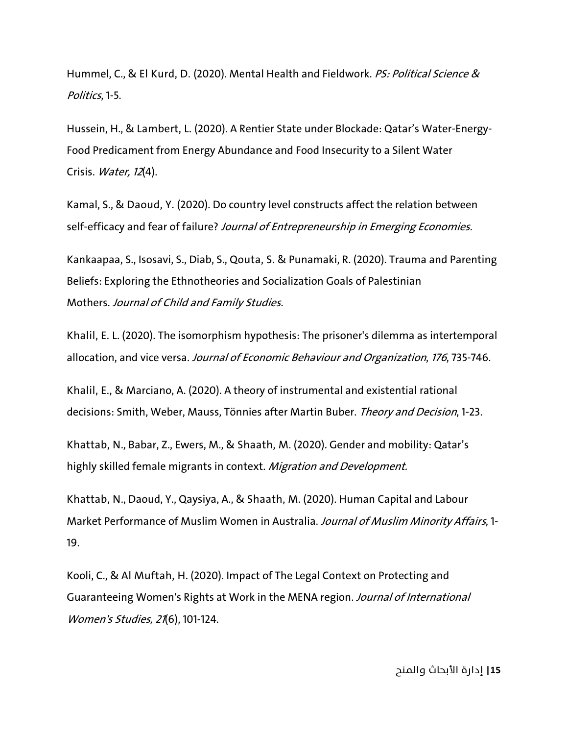Hummel, C., & El Kurd, D. (2020). Mental Health and Fieldwork. *PS: Political Science & Politics*, 1-5.

Hussein, H., & Lambert, L. (2020). A Rentier State under Blockade: Qatar's Water-Energy-Food Predicament from Energy Abundance and Food Insecurity to a Silent Water Crisis. *Water, 12*(4).

Kamal, S., & Daoud, Y. (2020). Do country level constructs affect the relation between self-efficacy and fear of failure? *Journal of Entrepreneurship in Emerging Economies.*

Kankaapaa, S., Isosavi, S., Diab, S., Qouta, S. & Punamaki, R. (2020). Trauma and Parenting Beliefs: Exploring the Ethnotheories and Socialization Goals of Palestinian Mothers. *Journal of Child and Family Studies.*

Khalil, E. L. (2020). The isomorphism hypothesis: The prisoner's dilemma as intertemporal allocation, and vice versa. *Journal of Economic Behaviour and Organization*, *176*, 735-746.

Khalil, E., & Marciano, A. (2020). A theory of instrumental and existential rational decisions: Smith, Weber, Mauss, Tönnies after Martin Buber. *Theory and Decision*, 1-23.

Khattab, N., Babar, Z., Ewers, M., & Shaath, M. (2020). Gender and mobility: Qatar's highly skilled female migrants in context. *Migration and Development.*

Khattab, N., Daoud, Y., Qaysiya, A., & Shaath, M. (2020). Human Capital and Labour Market Performance of Muslim Women in Australia. *Journal of Muslim Minority Affairs*, 1-19.

Kooli, C., & Al Muftah, H. (2020). Impact of The Legal Context on Protecting and Guaranteeing Women's Rights at Work in the MENA region. *Journal of International Women's Studies, 21*(6), 101-124.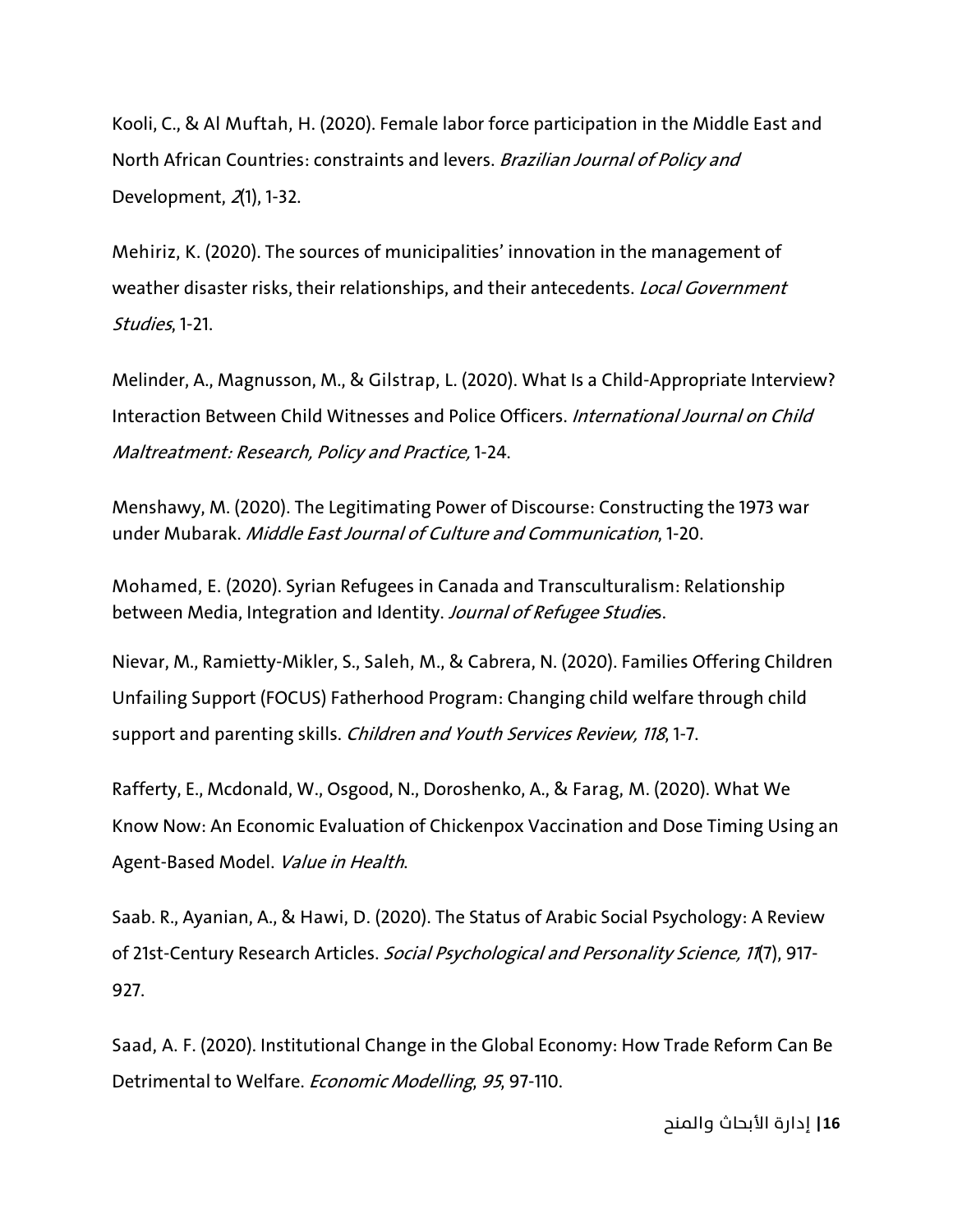Kooli, C., & Al Muftah, H. (2020). Female labor force participation in the Middle East and North African Countries: constraints and levers. *Brazilian Journal of Policy and* Development, *2*(1), 1-32.

Mehiriz, K. (2020). The sources of municipalities' innovation in the management of weather disaster risks, their relationships, and their antecedents. *Local Government Studies*, 1-21.

Melinder, A., Magnusson, M., & Gilstrap, L. (2020). What Is a Child-Appropriate Interview? Interaction Between Child Witnesses and Police Officers. *International Journal on Child Maltreatment: Research, Policy and Practice,* 1-24.

Menshawy, M. (2020). The Legitimating Power of Discourse: Constructing the 1973 war under Mubarak. *Middle East Journal of Culture and Communication*, 1-20.

Mohamed, E. (2020). Syrian Refugees in Canada and Transculturalism: Relationship between Media, Integration and Identity. *Journal of Refugee Studie*s.

Nievar, M., Ramietty-Mikler, S., Saleh, M., & Cabrera, N. (2020). Families Offering Children Unfailing Support (FOCUS) Fatherhood Program: Changing child welfare through child support and parenting skills. *Children and Youth Services Review, 118*, 1-7.

Rafferty, E., Mcdonald, W., Osgood, N., Doroshenko, A., & Farag, M. (2020). What We Know Now: An Economic Evaluation of Chickenpox Vaccination and Dose Timing Using an Agent-Based Model. *Value in Health*.

Saab. R., Ayanian, A., & Hawi, D. (2020). The Status of Arabic Social Psychology: A Review of 21st-Century Research Articles. *Social Psychological and Personality Science, 11*(7), 917-927.

Saad, A. F. (2020). Institutional Change in the Global Economy: How Trade Reform Can Be Detrimental to Welfare. *Economic Modelling*, *95*, 97-110.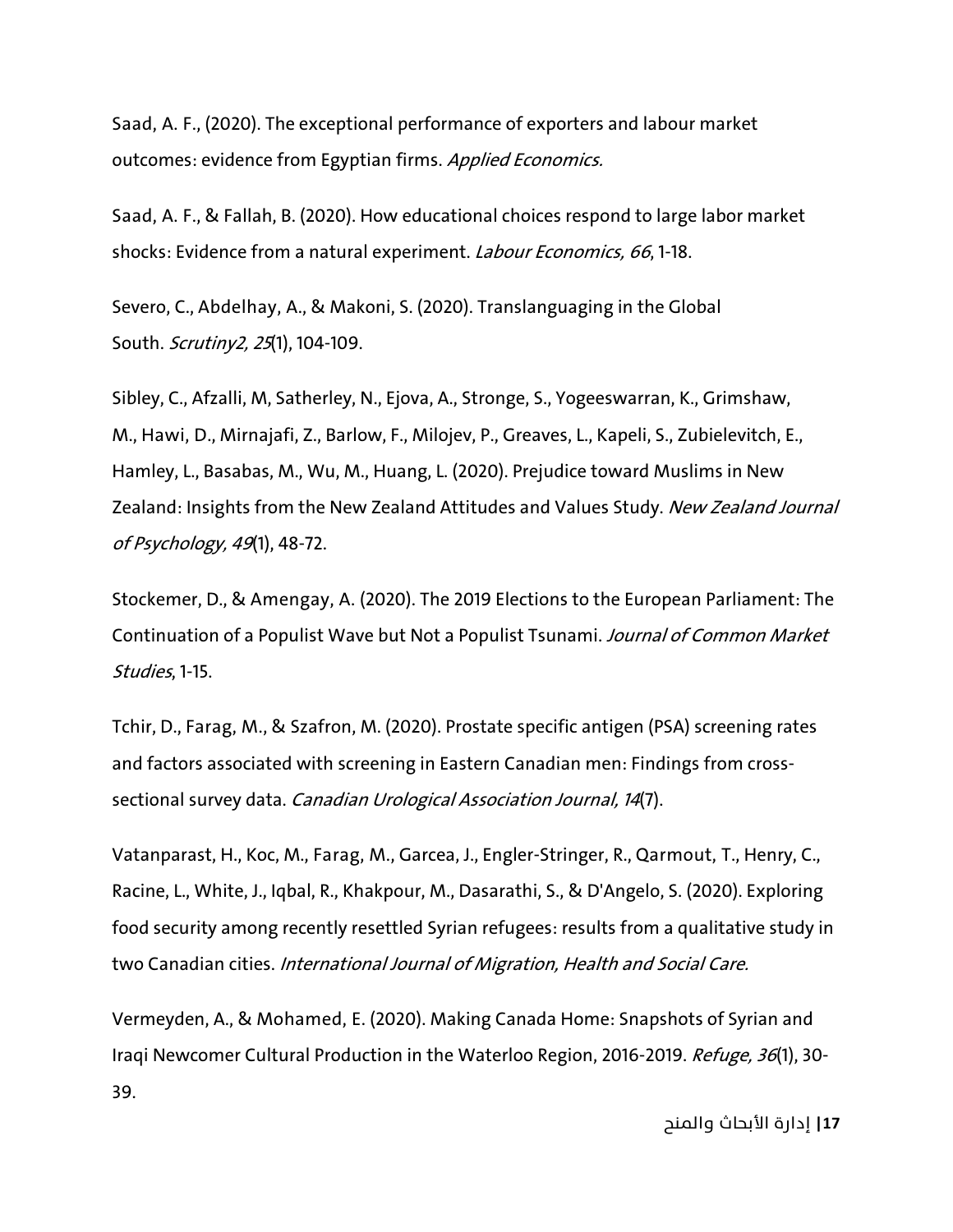Saad, A. F., (2020). The exceptional performance of exporters and labour market outcomes: evidence from Egyptian firms. *Applied Economics.*

Saad, A. F., & Fallah, B. (2020). How educational choices respond to large labor market shocks: Evidence from a natural experiment. *Labour Economics, 66*, 1-18.

Severo, C., Abdelhay, A., & Makoni, S. (2020). Translanguaging in the Global South. *Scrutiny2, 25*(1), 104-109.

Sibley, C., Afzalli, M, Satherley, N., Ejova, A., Stronge, S., Yogeeswarran, K., Grimshaw, M., Hawi, D., Mirnajafi, Z., Barlow, F., Milojev, P., Greaves, L., Kapeli, S., Zubielevitch, E., Hamley, L., Basabas, M., Wu, M., Huang, L. (2020). Prejudice toward Muslims in New Zealand: Insights from the New Zealand Attitudes and Values Study. *New Zealand Journal of Psychology, 49*(1), 48-72.

Stockemer, D., & Amengay, A. (2020). The 2019 Elections to the European Parliament: The Continuation of a Populist Wave but Not a Populist Tsunami. *Journal of Common Market Studies*, 1-15.

Tchir, D., Farag, M., & Szafron, M. (2020). Prostate specific antigen (PSA) screening rates and factors associated with screening in Eastern Canadian men: Findings from cross-sectional survey data. *Canadian Urological Association Journal, 14*(7).

Vatanparast, H., Koc, M., Farag, M., Garcea, J., Engler-Stringer, R., Qarmout, T., Henry, C., Racine, L., White, J., Iqbal, R., Khakpour, M., Dasarathi, S., & D'Angelo, S. (2020). Exploring food security among recently resettled Syrian refugees: results from a qualitative study in two Canadian cities. *International Journal of Migration, Health and Social Care.*

Vermeyden, A., & Mohamed, E. (2020). Making Canada Home: Snapshots of Syrian and Iraqi Newcomer Cultural Production in the Waterloo Region, 2016-2019. *Refuge, 36*(1), 30-39.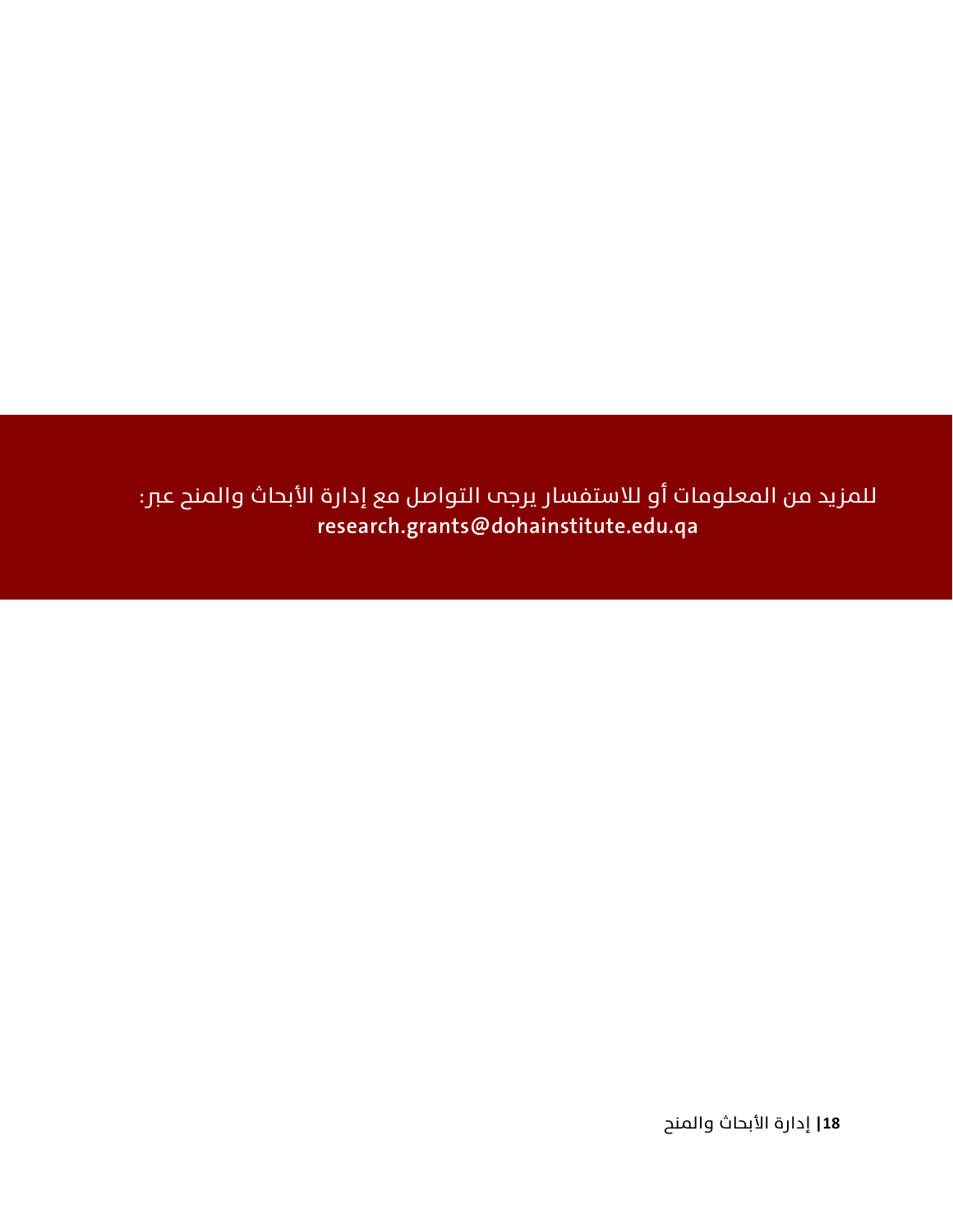للمزيد من المعلومات أو للاستفسار يرجى التواصل مع إدارة الأبحاث والمنح عبر:

**research.grants@dohainstitute.edu.qa**